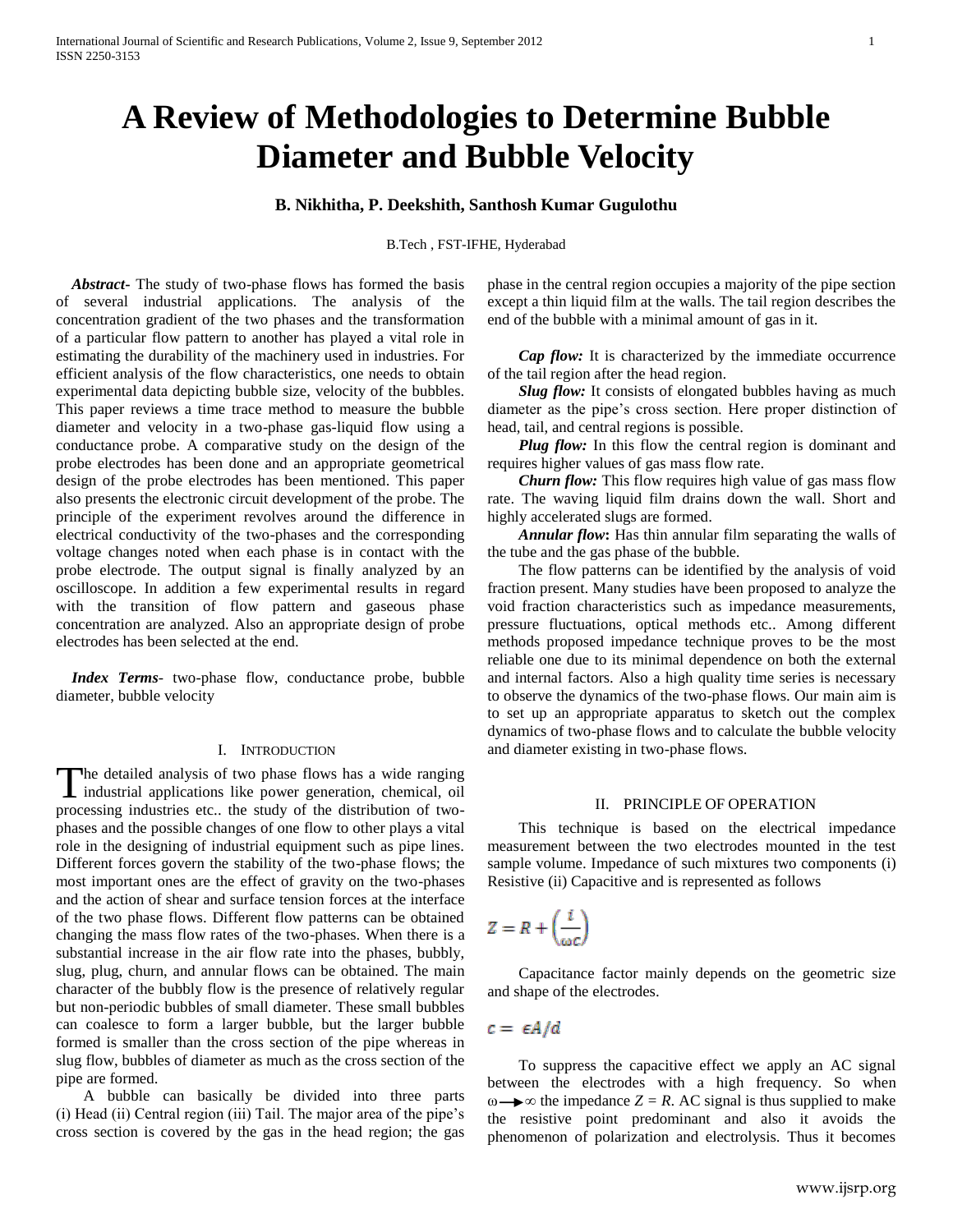# A Review of Methodologies to Determine Bubble Diameter and Bubble Velocity

**B. Nikhitha, P. Deekshith, Santhosh Kumar Gugulothu**

B.Tech , FST-IFHE, Hyderabad

***Abstract*-** The study of two-phase flows has formed the basis of several industrial applications. The analysis of the concentration gradient of the two phases and the transformation of a particular flow pattern to another has played a vital role in estimating the durability of the machinery used in industries. For efficient analysis of the flow characteristics, one needs to obtain experimental data depicting bubble size, velocity of the bubbles. This paper reviews a time trace method to measure the bubble diameter and velocity in a two-phase gas-liquid flow using a conductance probe. A comparative study on the design of the probe electrodes has been done and an appropriate geometrical design of the probe electrodes has been mentioned. This paper also presents the electronic circuit development of the probe. The principle of the experiment revolves around the difference in electrical conductivity of the two-phases and the corresponding voltage changes noted when each phase is in contact with the probe electrode. The output signal is finally analyzed by an oscilloscope. In addition a few experimental results in regard with the transition of flow pattern and gaseous phase concentration are analyzed. Also an appropriate design of probe electrodes has been selected at the end.

***Index Terms*-** two-phase flow, conductance probe, bubble diameter, bubble velocity

## I. INTRODUCTION

The detailed analysis of two phase flows has a wide ranging industrial applications like power generation, chemical, oil processing industries etc.. the study of the distribution of two-phases and the possible changes of one flow to other plays a vital role in the designing of industrial equipment such as pipe lines. Different forces govern the stability of the two-phase flows; the most important ones are the effect of gravity on the two-phases and the action of shear and surface tension forces at the interface of the two phase flows. Different flow patterns can be obtained changing the mass flow rates of the two-phases. When there is a substantial increase in the air flow rate into the phases, bubbly, slug, plug, churn, and annular flows can be obtained. The main character of the bubbly flow is the presence of relatively regular but non-periodic bubbles of small diameter. These small bubbles can coalesce to form a larger bubble, but the larger bubble formed is smaller than the cross section of the pipe whereas in slug flow, bubbles of diameter as much as the cross section of the pipe are formed.

A bubble can basically be divided into three parts (i) Head (ii) Central region (iii) Tail. The major area of the pipe's cross section is covered by the gas in the head region; the gas phase in the central region occupies a majority of the pipe section except a thin liquid film at the walls. The tail region describes the end of the bubble with a minimal amount of gas in it.

***Cap flow:*** It is characterized by the immediate occurrence of the tail region after the head region.

***Slug flow:*** It consists of elongated bubbles having as much diameter as the pipe's cross section. Here proper distinction of head, tail, and central regions is possible.

***Plug flow:*** In this flow the central region is dominant and requires higher values of gas mass flow rate.

***Churn flow:*** This flow requires high value of gas mass flow rate. The waving liquid film drains down the wall. Short and highly accelerated slugs are formed.

***Annular flow*:** Has thin annular film separating the walls of the tube and the gas phase of the bubble.

The flow patterns can be identified by the analysis of void fraction present. Many studies have been proposed to analyze the void fraction characteristics such as impedance measurements, pressure fluctuations, optical methods etc.. Among different methods proposed impedance technique proves to be the most reliable one due to its minimal dependence on both the external and internal factors. Also a high quality time series is necessary to observe the dynamics of the two-phase flows. Our main aim is to set up an appropriate apparatus to sketch out the complex dynamics of two-phase flows and to calculate the bubble velocity and diameter existing in two-phase flows.

## II. PRINCIPLE OF OPERATION

This technique is based on the electrical impedance measurement between the two electrodes mounted in the test sample volume. Impedance of such mixtures two components (i) Resistive (ii) Capacitive and is represented as follows

$$Z = R + \left(\frac{i}{\omega c}\right)$$

Capacitance factor mainly depends on the geometric size and shape of the electrodes.

$$c = \epsilon A/d$$

To suppress the capacitive effect we apply an AC signal between the electrodes with a high frequency. So when $\omega \rightarrow \infty$ the impedance $Z = R$. AC signal is thus supplied to make the resistive point predominant and also it avoids the phenomenon of polarization and electrolysis. Thus it becomes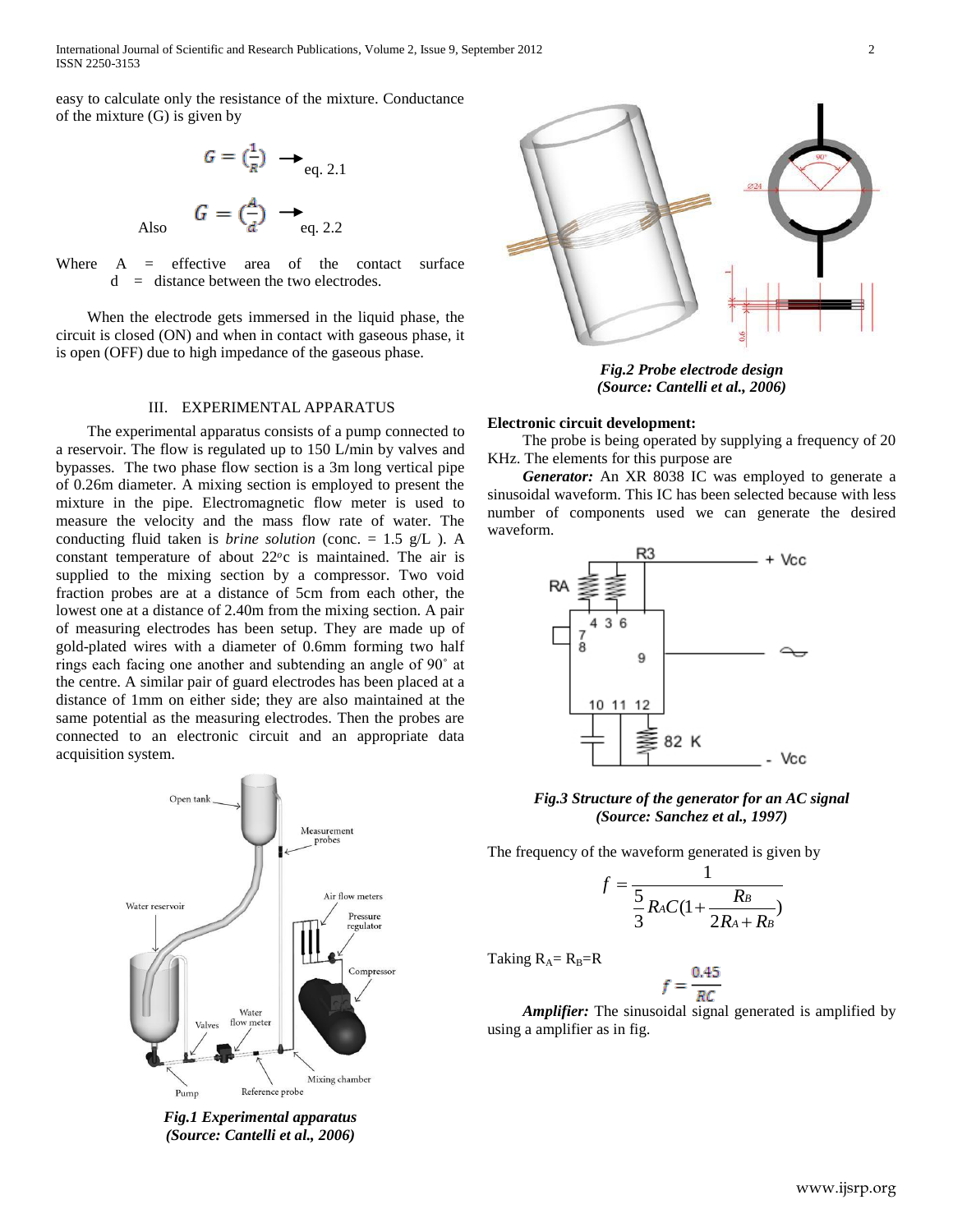easy to calculate only the resistance of the mixture. Conductance of the mixture (G) is given by

$$G = \left(\frac{1}{R}\right) \rightarrow \text{eq. 2.1}$$

Also

$$G = \left(\frac{A}{d}\right) \rightarrow \text{eq. 2.2}$$

Where A = effective area of the contact surface
d = distance between the two electrodes.

When the electrode gets immersed in the liquid phase, the circuit is closed (ON) and when in contact with gaseous phase, it is open (OFF) due to high impedance of the gaseous phase.

## III. EXPERIMENTAL APPARATUS

The experimental apparatus consists of a pump connected to a reservoir. The flow is regulated up to 150 L/min by valves and bypasses. The two phase flow section is a 3m long vertical pipe of 0.26m diameter. A mixing section is employed to present the mixture in the pipe. Electromagnetic flow meter is used to measure the velocity and the mass flow rate of water. The conducting fluid taken is *brine solution* (conc. = 1.5 g/L ). A constant temperature of about 22$^o$c is maintained. The air is supplied to the mixing section by a compressor. Two void fraction probes are at a distance of 5cm from each other, the lowest one at a distance of 2.40m from the mixing section. A pair of measuring electrodes has been setup. They are made up of gold-plated wires with a diameter of 0.6mm forming two half rings each facing one another and subtending an angle of 90˚ at the centre. A similar pair of guard electrodes has been placed at a distance of 1mm on either side; they are also maintained at the same potential as the measuring electrodes. Then the probes are connected to an electronic circuit and an appropriate data acquisition system.

***Fig.1 Experimental apparatus (Source: Cantelli et al., 2006)***

***Fig.2 Probe electrode design (Source: Cantelli et al., 2006)***

**Electronic circuit development:**

The probe is being operated by supplying a frequency of 20 KHz. The elements for this purpose are

***Generator:*** An XR 8038 IC was employed to generate a sinusoidal waveform. This IC has been selected because with less number of components used we can generate the desired waveform.

***Fig.3 Structure of the generator for an AC signal (Source: Sanchez et al., 1997)***

The frequency of the waveform generated is given by

$$f = \frac{1}{\frac{5}{3}R_A C\left(1 + \frac{R_B}{2R_A + R_B}\right)}$$

Taking $R_A = R_B = R$

$$f = \frac{0.45}{RC}$$

***Amplifier:*** The sinusoidal signal generated is amplified by using a amplifier as in fig.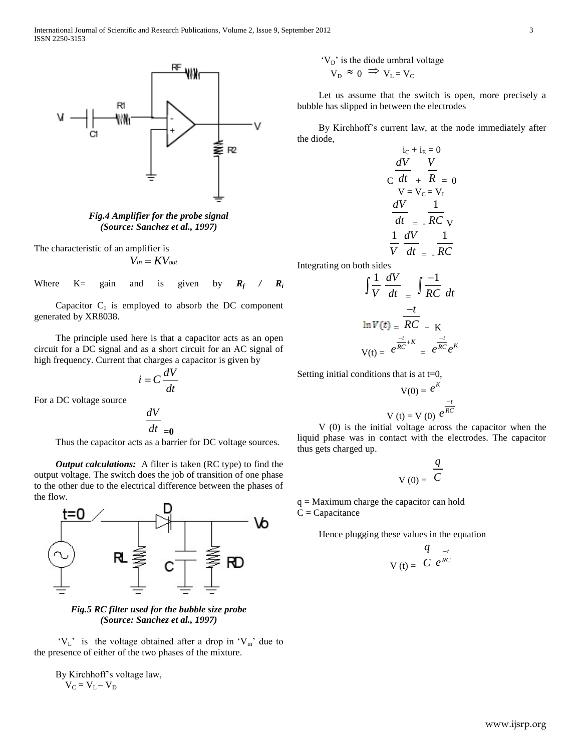*Fig.4 Amplifier for the probe signal (Source: Sanchez et al., 1997)*

The characteristic of an amplifier is

$$V_{in} = KV_{out}$$

Where K= gain and is given by $R_f$ / $R_i$

Capacitor $C_1$ is employed to absorb the DC component generated by XR8038.

The principle used here is that a capacitor acts as an open circuit for a DC signal and as a short circuit for an AC signal of high frequency. Current that charges a capacitor is given by

$$i = C\frac{dV}{dt}$$

For a DC voltage source

$$\frac{dV}{dt} = 0$$

Thus the capacitor acts as a barrier for DC voltage sources.

***Output calculations:*** A filter is taken (RC type) to find the output voltage. The switch does the job of transition of one phase to the other due to the electrical difference between the phases of the flow.

*Fig.5 RC filter used for the bubble size probe (Source: Sanchez et al., 1997)*

'$V_L$' is the voltage obtained after a drop in '$V_{in}$' due to the presence of either of the two phases of the mixture.

By Kirchhoff's voltage law,

$V_C = V_L - V_D$

'$V_D$' is the diode umbral voltage

$V_D \approx 0 \Rightarrow V_L = V_C$

Let us assume that the switch is open, more precisely a bubble has slipped in between the electrodes

By Kirchhoff's current law, at the node immediately after the diode,

$$i_C + i_E = 0$$

$$C\frac{dV}{dt} + \frac{V}{R} = 0$$

$$V = V_C = V_L$$

$$\frac{dV}{dt} = -\frac{1}{RC}V$$

$$\frac{1}{V}\frac{dV}{dt} = -\frac{1}{RC}$$

Integrating on both sides

$$\int\frac{1}{V}\frac{dV}{dt} = \int\frac{-1}{RC}\,dt$$

$$\ln V(t) = \frac{-t}{RC} + K$$

$$V(t) = e^{\frac{-t}{RC}+K} = e^{\frac{-t}{RC}}e^{K}$$

Setting initial conditions that is at t=0,

$$V(0) = e^{K}$$

$$V(t) = V(0)\, e^{\frac{-t}{RC}}$$

V (0) is the initial voltage across the capacitor when the liquid phase was in contact with the electrodes. The capacitor thus gets charged up.

$$V(0) = \frac{q}{C}$$

q = Maximum charge the capacitor can hold
C = Capacitance

Hence plugging these values in the equation

$$V(t) = \frac{q}{C}\, e^{\frac{-t}{RC}}$$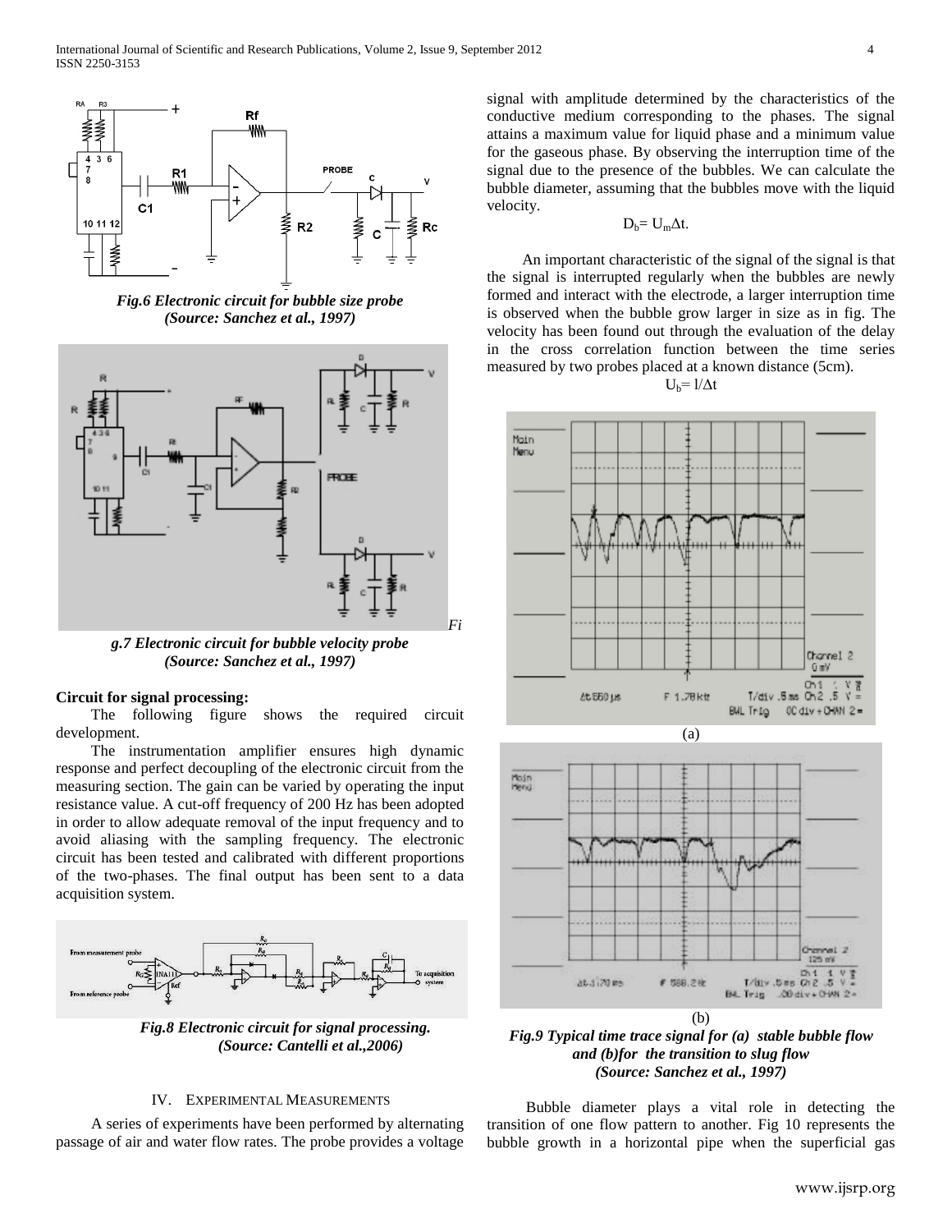*Fig.6 Electronic circuit for bubble size probe (Source: Sanchez et al., 1997)*

*Fig.7 Electronic circuit for bubble velocity probe (Source: Sanchez et al., 1997)*

**Circuit for signal processing:**

The following figure shows the required circuit development.

The instrumentation amplifier ensures high dynamic response and perfect decoupling of the electronic circuit from the measuring section. The gain can be varied by operating the input resistance value. A cut-off frequency of 200 Hz has been adopted in order to allow adequate removal of the input frequency and to avoid aliasing with the sampling frequency. The electronic circuit has been tested and calibrated with different proportions of the two-phases. The final output has been sent to a data acquisition system.

*Fig.8 Electronic circuit for signal processing. (Source: Cantelli et al.,2006)*

## IV. Experimental Measurements

A series of experiments have been performed by alternating passage of air and water flow rates. The probe provides a voltage signal with amplitude determined by the characteristics of the conductive medium corresponding to the phases. The signal attains a maximum value for liquid phase and a minimum value for the gaseous phase. By observing the interruption time of the signal due to the presence of the bubbles. We can calculate the bubble diameter, assuming that the bubbles move with the liquid velocity.

$$D_b = U_m \Delta t.$$

An important characteristic of the signal of the signal is that the signal is interrupted regularly when the bubbles are newly formed and interact with the electrode, a larger interruption time is observed when the bubble grow larger in size as in fig. The velocity has been found out through the evaluation of the delay in the cross correlation function between the time series measured by two probes placed at a known distance (5cm).

$$U_b = l/\Delta t$$

*Fig.9 Typical time trace signal for (a) stable bubble flow and (b)for the transition to slug flow (Source: Sanchez et al., 1997)*

Bubble diameter plays a vital role in detecting the transition of one flow pattern to another. Fig 10 represents the bubble growth in a horizontal pipe when the superficial gas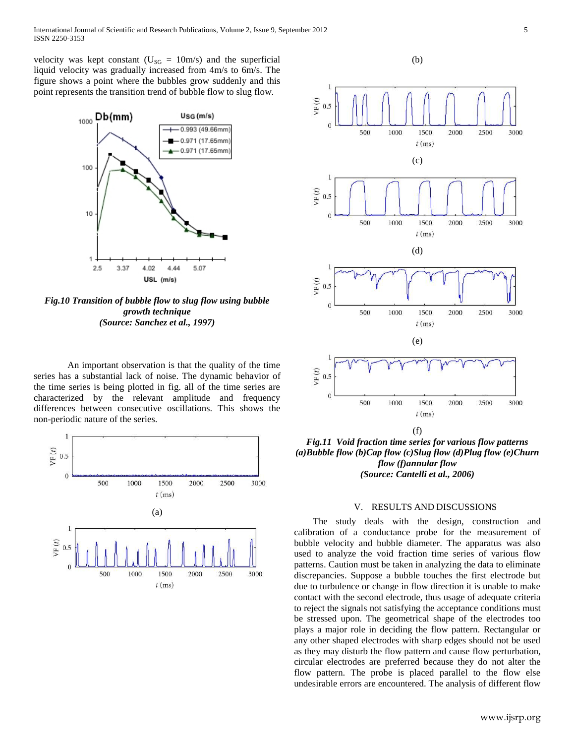velocity was kept constant ($U_{SG}$ = 10m/s) and the superficial liquid velocity was gradually increased from 4m/s to 6m/s. The figure shows a point where the bubbles grow suddenly and this point represents the transition trend of bubble flow to slug flow.

***Fig.10 Transition of bubble flow to slug flow using bubble growth technique (Source: Sanchez et al., 1997)***

An important observation is that the quality of the time series has a substantial lack of noise. The dynamic behavior of the time series is being plotted in fig. all of the time series are characterized by the relevant amplitude and frequency differences between consecutive oscillations. This shows the non-periodic nature of the series.

***Fig.11 Void fraction time series for various flow patterns (a)Bubble flow (b)Cap flow (c)Slug flow (d)Plug flow (e)Churn flow (f)annular flow (Source: Cantelli et al., 2006)***

## V. RESULTS AND DISCUSSIONS

The study deals with the design, construction and calibration of a conductance probe for the measurement of bubble velocity and bubble diameter. The apparatus was also used to analyze the void fraction time series of various flow patterns. Caution must be taken in analyzing the data to eliminate discrepancies. Suppose a bubble touches the first electrode but due to turbulence or change in flow direction it is unable to make contact with the second electrode, thus usage of adequate criteria to reject the signals not satisfying the acceptance conditions must be stressed upon. The geometrical shape of the electrodes too plays a major role in deciding the flow pattern. Rectangular or any other shaped electrodes with sharp edges should not be used as they may disturb the flow pattern and cause flow perturbation, circular electrodes are preferred because they do not alter the flow pattern. The probe is placed parallel to the flow else undesirable errors are encountered. The analysis of different flow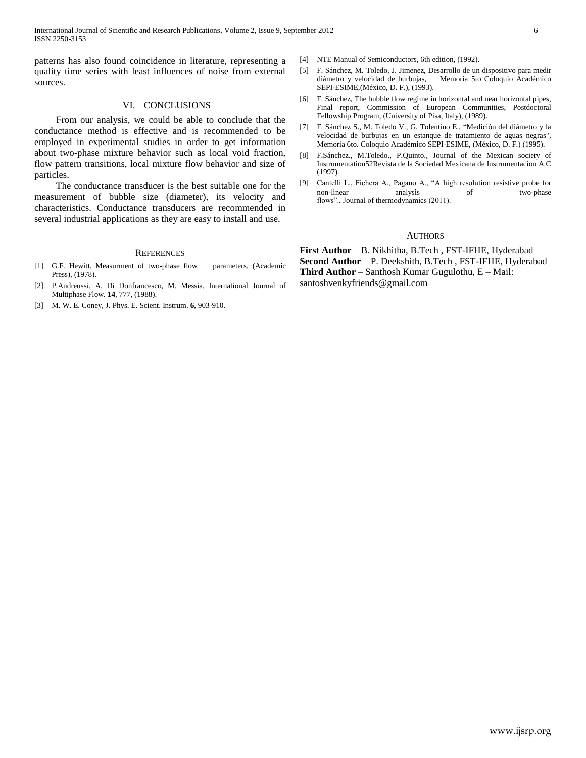patterns has also found coincidence in literature, representing a quality time series with least influences of noise from external sources.

## VI. CONCLUSIONS

From our analysis, we could be able to conclude that the conductance method is effective and is recommended to be employed in experimental studies in order to get information about two-phase mixture behavior such as local void fraction, flow pattern transitions, local mixture flow behavior and size of particles.

The conductance transducer is the best suitable one for the measurement of bubble size (diameter), its velocity and characteristics. Conductance transducers are recommended in several industrial applications as they are easy to install and use.

## REFERENCES

[1] G.F. Hewitt, Measurment of two-phase flow parameters, (Academic Press), (1978).

[2] P.Andreussi, A. Di Donfrancesco, M. Messia, International Journal of Multiphase Flow. **14**, 777, (1988).

[3] M. W. E. Coney, J. Phys. E. Scient. Instrum. **6**, 903-910.

[4] NTE Manual of Semiconductors, 6th edition, (1992).

[5] F. Sánchez, M. Toledo, J. Jimenez, Desarrollo de un dispositivo para medir diámetro y velocidad de burbujas, Memoria 5to Coloquio Académico SEPI-ESIME,(México, D. F.), (1993).

[6] F. Sánchez, The bubble flow regime in horizontal and near horizontal pipes, Final report, Commission of European Communities, Postdoctoral Fellowship Program, (University of Pisa, Italy), (1989).

[7] F. Sánchez S., M. Toledo V., G. Tolentino E., "Medición del diámetro y la velocidad de burbujas en un estanque de tratamiento de aguas negras", Memoria 6to. Coloquio Académico SEPI-ESIME, (México, D. F.) (1995).

[8] F.Sánchez., M.Toledo., P.Quinto., Journal of the Mexican society of Instrumentation52Revista de la Sociedad Mexicana de Instrumentacion A.C (1997).

[9] Cantelli L., Fichera A., Pagano A., "A high resolution resistive probe for non-linear analysis of two-phase flows"., Journal of thermodynamics (2011).

## AUTHORS

**First Author** – B. Nikhitha, B.Tech , FST-IFHE, Hyderabad
**Second Author** – P. Deekshith, B.Tech , FST-IFHE, Hyderabad
**Third Author** – Santhosh Kumar Gugulothu, E – Mail: santoshvenkyfriends@gmail.com